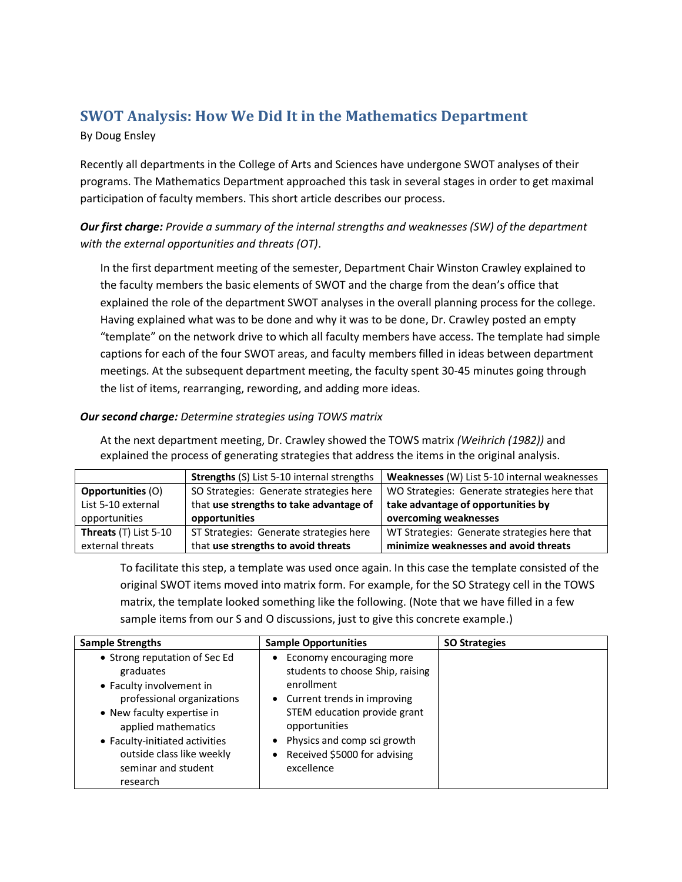## SWOT Analysis: How We Did It in the Mathematics Department

By Doug Ensley

Recently all departments in the College of Arts and Sciences have undergone SWOT analyses of their programs. The Mathematics Department approached this task in several stages in order to get maximal participation of faculty members. This short article describes our process.

***Our first charge:*** *Provide a summary of the internal strengths and weaknesses (SW) of the department with the external opportunities and threats (OT).*

In the first department meeting of the semester, Department Chair Winston Crawley explained to the faculty members the basic elements of SWOT and the charge from the dean's office that explained the role of the department SWOT analyses in the overall planning process for the college. Having explained what was to be done and why it was to be done, Dr. Crawley posted an empty "template" on the network drive to which all faculty members have access. The template had simple captions for each of the four SWOT areas, and faculty members filled in ideas between department meetings. At the subsequent department meeting, the faculty spent 30-45 minutes going through the list of items, rearranging, rewording, and adding more ideas.

***Our second charge:*** *Determine strategies using TOWS matrix*

At the next department meeting, Dr. Crawley showed the TOWS matrix *(Weihrich (1982))* and explained the process of generating strategies that address the items in the original analysis.

| | **Strengths** (S) List 5-10 internal strengths | **Weaknesses** (W) List 5-10 internal weaknesses |
|---|---|---|
| **Opportunities** (O) List 5-10 external opportunities | SO Strategies: Generate strategies here that **use strengths to take advantage of opportunities** | WO Strategies: Generate strategies here that **take advantage of opportunities by overcoming weaknesses** |
| **Threats** (T) List 5-10 external threats | ST Strategies: Generate strategies here that **use strengths to avoid threats** | WT Strategies: Generate strategies here that **minimize weaknesses and avoid threats** |

To facilitate this step, a template was used once again. In this case the template consisted of the original SWOT items moved into matrix form. For example, for the SO Strategy cell in the TOWS matrix, the template looked something like the following. (Note that we have filled in a few sample items from our S and O discussions, just to give this concrete example.)

| **Sample Strengths** | **Sample Opportunities** | **SO Strategies** |
|---|---|---|
| • Strong reputation of Sec Ed graduates<br>• Faculty involvement in professional organizations<br>• New faculty expertise in applied mathematics<br>• Faculty-initiated activities outside class like weekly seminar and student research | • Economy encouraging more students to choose Ship, raising enrollment<br>• Current trends in improving STEM education provide grant opportunities<br>• Physics and comp sci growth<br>• Received $5000 for advising excellence | |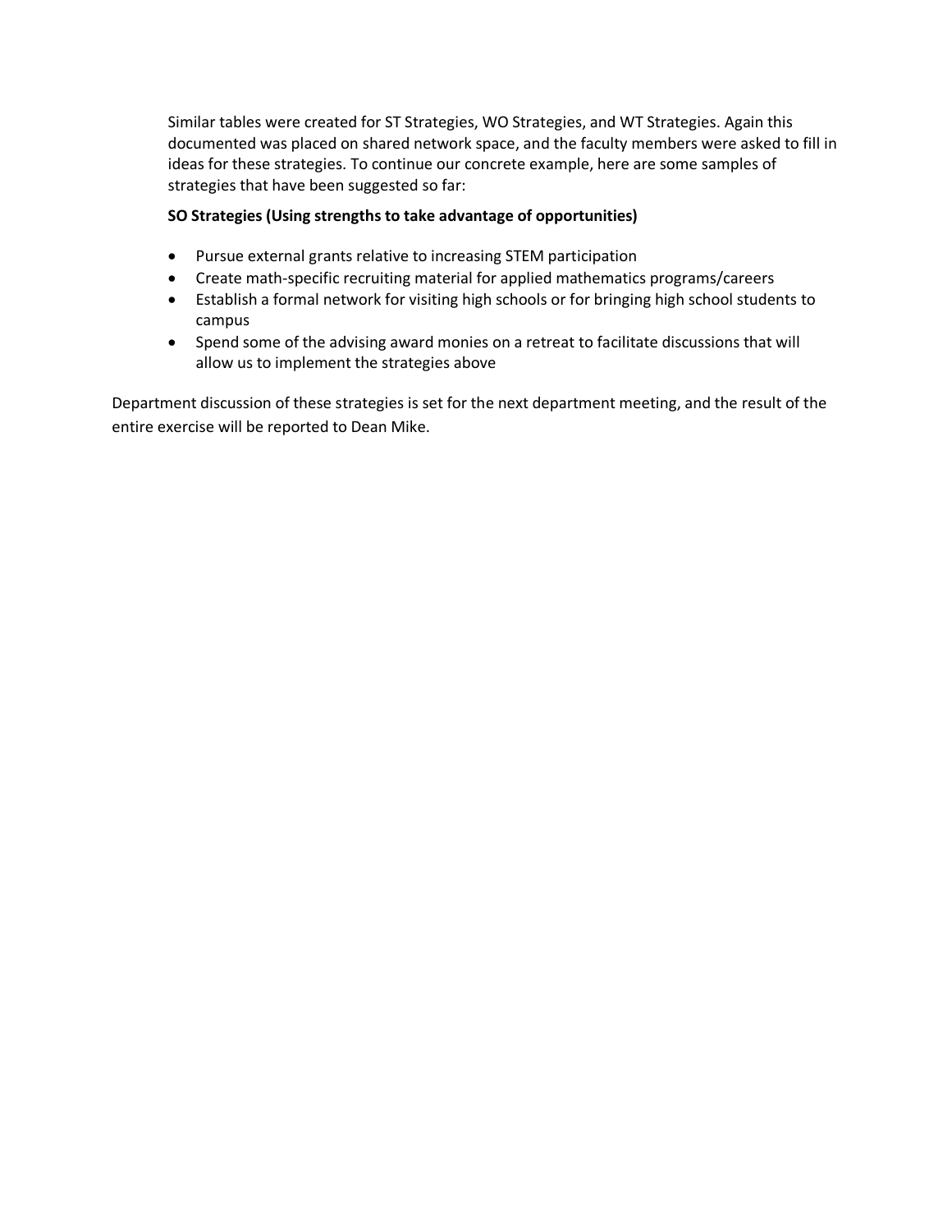Similar tables were created for ST Strategies, WO Strategies, and WT Strategies. Again this documented was placed on shared network space, and the faculty members were asked to fill in ideas for these strategies. To continue our concrete example, here are some samples of strategies that have been suggested so far:

**SO Strategies (Using strengths to take advantage of opportunities)**

- Pursue external grants relative to increasing STEM participation
- Create math-specific recruiting material for applied mathematics programs/careers
- Establish a formal network for visiting high schools or for bringing high school students to campus
- Spend some of the advising award monies on a retreat to facilitate discussions that will allow us to implement the strategies above

Department discussion of these strategies is set for the next department meeting, and the result of the entire exercise will be reported to Dean Mike.